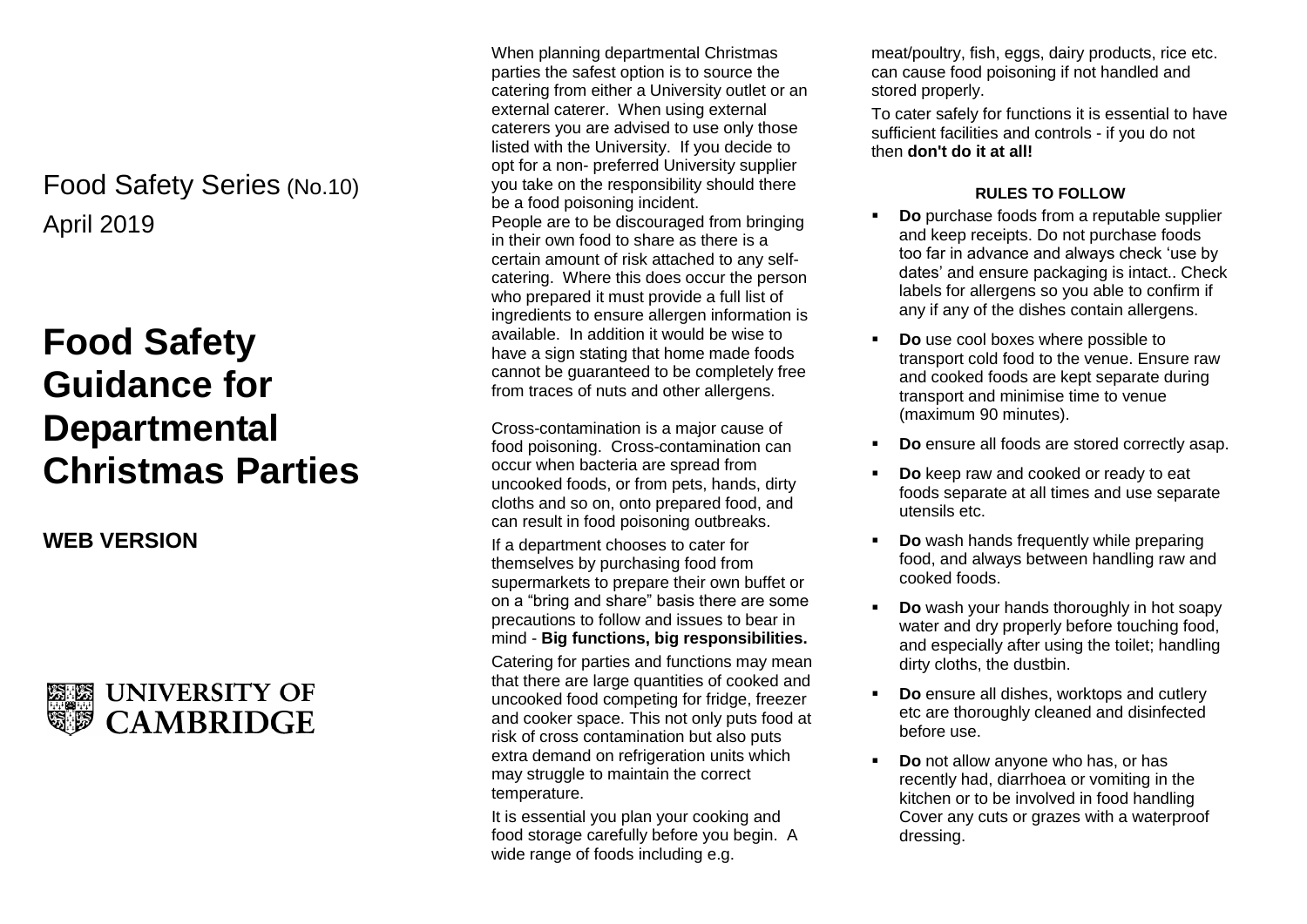Food Safety Series (No.10)

April 2019

# Food Safety Guidance for Departmental Christmas Parties

**WEB VERSION**

UNIVERSITY OF CAMBRIDGE

When planning departmental Christmas parties the safest option is to source the catering from either a University outlet or an external caterer. When using external caterers you are advised to use only those listed with the University. If you decide to opt for a non- preferred University supplier you take on the responsibility should there be a food poisoning incident.

People are to be discouraged from bringing in their own food to share as there is a certain amount of risk attached to any self-catering. Where this does occur the person who prepared it must provide a full list of ingredients to ensure allergen information is available. In addition it would be wise to have a sign stating that home made foods cannot be guaranteed to be completely free from traces of nuts and other allergens.

Cross-contamination is a major cause of food poisoning. Cross-contamination can occur when bacteria are spread from uncooked foods, or from pets, hands, dirty cloths and so on, onto prepared food, and can result in food poisoning outbreaks.

If a department chooses to cater for themselves by purchasing food from supermarkets to prepare their own buffet or on a "bring and share" basis there are some precautions to follow and issues to bear in mind - **Big functions, big responsibilities.**

Catering for parties and functions may mean that there are large quantities of cooked and uncooked food competing for fridge, freezer and cooker space. This not only puts food at risk of cross contamination but also puts extra demand on refrigeration units which may struggle to maintain the correct temperature.

It is essential you plan your cooking and food storage carefully before you begin. A wide range of foods including e.g. meat/poultry, fish, eggs, dairy products, rice etc. can cause food poisoning if not handled and stored properly.

To cater safely for functions it is essential to have sufficient facilities and controls - if you do not then **don't do it at all!**

**RULES TO FOLLOW**

- **Do** purchase foods from a reputable supplier and keep receipts. Do not purchase foods too far in advance and always check 'use by dates' and ensure packaging is intact.. Check labels for allergens so you able to confirm if any if any of the dishes contain allergens.
- **Do** use cool boxes where possible to transport cold food to the venue. Ensure raw and cooked foods are kept separate during transport and minimise time to venue (maximum 90 minutes).
- **Do** ensure all foods are stored correctly asap.
- **Do** keep raw and cooked or ready to eat foods separate at all times and use separate utensils etc.
- **Do** wash hands frequently while preparing food, and always between handling raw and cooked foods.
- **Do** wash your hands thoroughly in hot soapy water and dry properly before touching food, and especially after using the toilet; handling dirty cloths, the dustbin.
- **Do** ensure all dishes, worktops and cutlery etc are thoroughly cleaned and disinfected before use.
- **Do** not allow anyone who has, or has recently had, diarrhoea or vomiting in the kitchen or to be involved in food handling Cover any cuts or grazes with a waterproof dressing.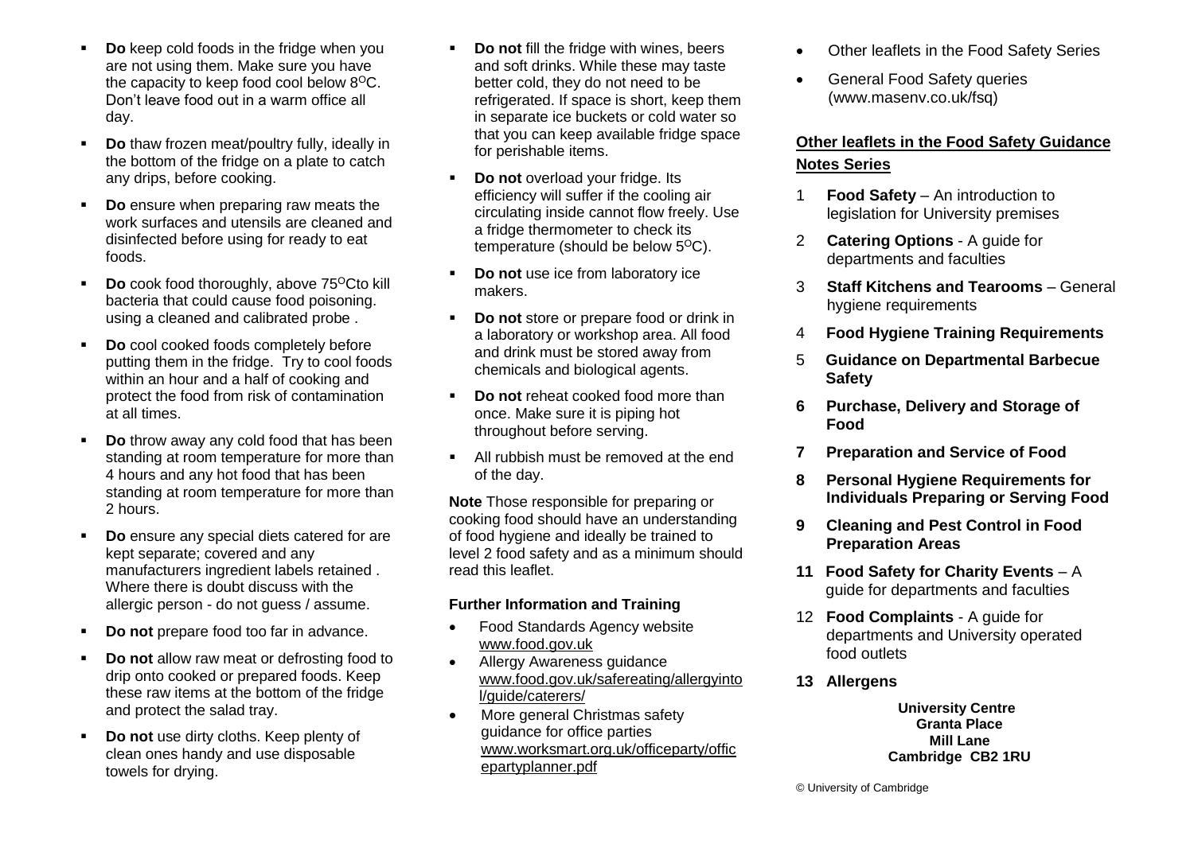- **Do** keep cold foods in the fridge when you are not using them. Make sure you have the capacity to keep food cool below 8$^{O}$C. Don't leave food out in a warm office all day.
- **Do** thaw frozen meat/poultry fully, ideally in the bottom of the fridge on a plate to catch any drips, before cooking.
- **Do** ensure when preparing raw meats the work surfaces and utensils are cleaned and disinfected before using for ready to eat foods.
- **Do** cook food thoroughly, above 75$^{O}$Cto kill bacteria that could cause food poisoning. using a cleaned and calibrated probe .
- **Do** cool cooked foods completely before putting them in the fridge. Try to cool foods within an hour and a half of cooking and protect the food from risk of contamination at all times.
- **Do** throw away any cold food that has been standing at room temperature for more than 4 hours and any hot food that has been standing at room temperature for more than 2 hours.
- **Do** ensure any special diets catered for are kept separate; covered and any manufacturers ingredient labels retained . Where there is doubt discuss with the allergic person - do not guess / assume.
- **Do not** prepare food too far in advance.
- **Do not** allow raw meat or defrosting food to drip onto cooked or prepared foods. Keep these raw items at the bottom of the fridge and protect the salad tray.
- **Do not** use dirty cloths. Keep plenty of clean ones handy and use disposable towels for drying.
- **Do not** fill the fridge with wines, beers and soft drinks. While these may taste better cold, they do not need to be refrigerated. If space is short, keep them in separate ice buckets or cold water so that you can keep available fridge space for perishable items.
- **Do not** overload your fridge. Its efficiency will suffer if the cooling air circulating inside cannot flow freely. Use a fridge thermometer to check its temperature (should be below 5$^{O}$C).
- **Do not** use ice from laboratory ice makers.
- **Do not** store or prepare food or drink in a laboratory or workshop area. All food and drink must be stored away from chemicals and biological agents.
- **Do not** reheat cooked food more than once. Make sure it is piping hot throughout before serving.
- All rubbish must be removed at the end of the day.

**Note** Those responsible for preparing or cooking food should have an understanding of food hygiene and ideally be trained to level 2 food safety and as a minimum should read this leaflet.

### Further Information and Training

- Food Standards Agency website www.food.gov.uk
- Allergy Awareness guidance www.food.gov.uk/safereating/allergyintol/guide/caterers/
- More general Christmas safety guidance for office parties www.worksmart.org.uk/officeparty/officepartyplanner.pdf
- Other leaflets in the Food Safety Series
- General Food Safety queries (www.masenv.co.uk/fsq)

### Other leaflets in the Food Safety Guidance Notes Series

1. **Food Safety** – An introduction to legislation for University premises
2. **Catering Options** - A guide for departments and faculties
3. **Staff Kitchens and Tearooms** – General hygiene requirements
4. **Food Hygiene Training Requirements**
5. **Guidance on Departmental Barbecue Safety**
6. **Purchase, Delivery and Storage of Food**
7. **Preparation and Service of Food**
8. **Personal Hygiene Requirements for Individuals Preparing or Serving Food**
9. **Cleaning and Pest Control in Food Preparation Areas**

11. **Food Safety for Charity Events** – A guide for departments and faculties
12. **Food Complaints** - A guide for departments and University operated food outlets
13. **Allergens**

**University Centre**
**Granta Place**
**Mill Lane**
**Cambridge CB2 1RU**

© University of Cambridge